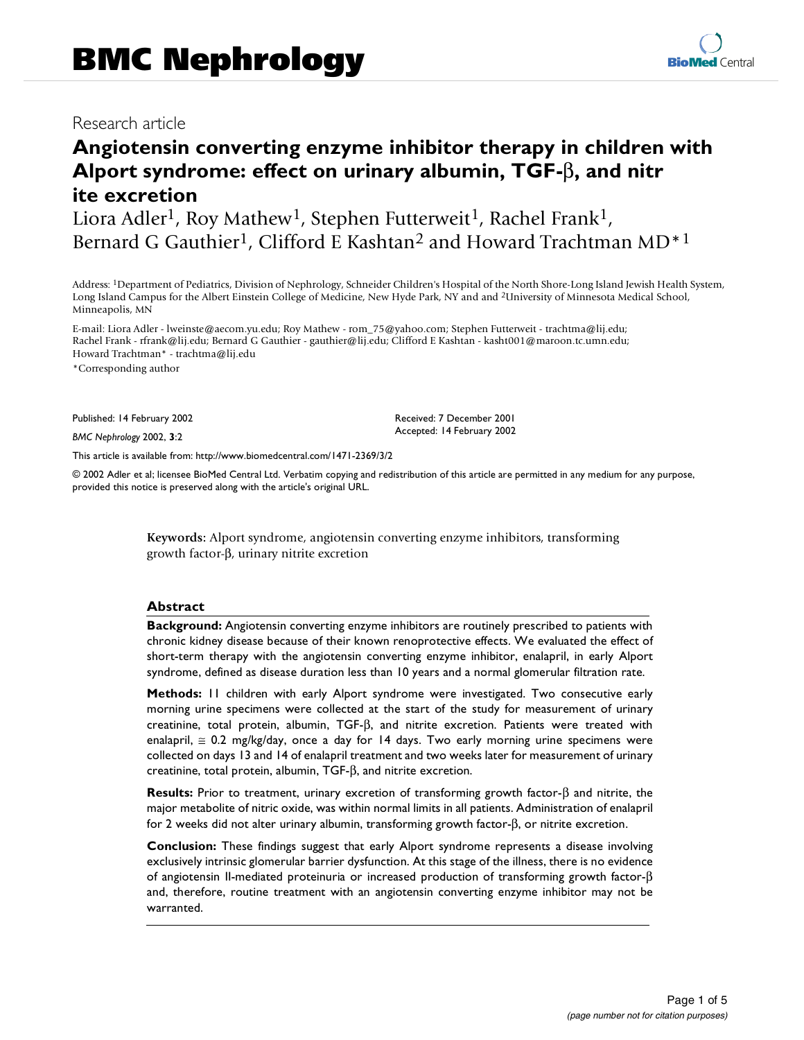# BMC Nephrology

Research article

## Angiotensin converting enzyme inhibitor therapy in children with Alport syndrome: effect on urinary albumin, TGF-β, and nitrite excretion

Liora Adler[1], Roy Mathew[1], Stephen Futterweit[1], Rachel Frank[1], Bernard G Gauthier[1], Clifford E Kashtan[2] and Howard Trachtman MD*[1]

Address: [1]Department of Pediatrics, Division of Nephrology, Schneider Children's Hospital of the North Shore-Long Island Jewish Health System, Long Island Campus for the Albert Einstein College of Medicine, New Hyde Park, NY and and [2]University of Minnesota Medical School, Minneapolis, MN

E-mail: Liora Adler - lweinste@aecom.yu.edu; Roy Mathew - rom_75@yahoo.com; Stephen Futterweit - trachtma@lij.edu; Rachel Frank - rfrank@lij.edu; Bernard G Gauthier - gauthier@lij.edu; Clifford E Kashtan - kasht001@maroon.tc.umn.edu; Howard Trachtman* - trachtma@lij.edu

*Corresponding author

Published: 14 February 2002

*BMC Nephrology* 2002, **3**:2

Received: 7 December 2001
Accepted: 14 February 2002

This article is available from: http://www.biomedcentral.com/1471-2369/3/2

© 2002 Adler et al; licensee BioMed Central Ltd. Verbatim copying and redistribution of this article are permitted in any medium for any purpose, provided this notice is preserved along with the article's original URL.

**Keywords:** Alport syndrome, angiotensin converting enzyme inhibitors, transforming growth factor-β, urinary nitrite excretion

### Abstract

**Background:** Angiotensin converting enzyme inhibitors are routinely prescribed to patients with chronic kidney disease because of their known renoprotective effects. We evaluated the effect of short-term therapy with the angiotensin converting enzyme inhibitor, enalapril, in early Alport syndrome, defined as disease duration less than 10 years and a normal glomerular filtration rate.

**Methods:** 11 children with early Alport syndrome were investigated. Two consecutive early morning urine specimens were collected at the start of the study for measurement of urinary creatinine, total protein, albumin, TGF-β, and nitrite excretion. Patients were treated with enalapril, ≅ 0.2 mg/kg/day, once a day for 14 days. Two early morning urine specimens were collected on days 13 and 14 of enalapril treatment and two weeks later for measurement of urinary creatinine, total protein, albumin, TGF-β, and nitrite excretion.

**Results:** Prior to treatment, urinary excretion of transforming growth factor-β and nitrite, the major metabolite of nitric oxide, was within normal limits in all patients. Administration of enalapril for 2 weeks did not alter urinary albumin, transforming growth factor-β, or nitrite excretion.

**Conclusion:** These findings suggest that early Alport syndrome represents a disease involving exclusively intrinsic glomerular barrier dysfunction. At this stage of the illness, there is no evidence of angiotensin II-mediated proteinuria or increased production of transforming growth factor-β and, therefore, routine treatment with an angiotensin converting enzyme inhibitor may not be warranted.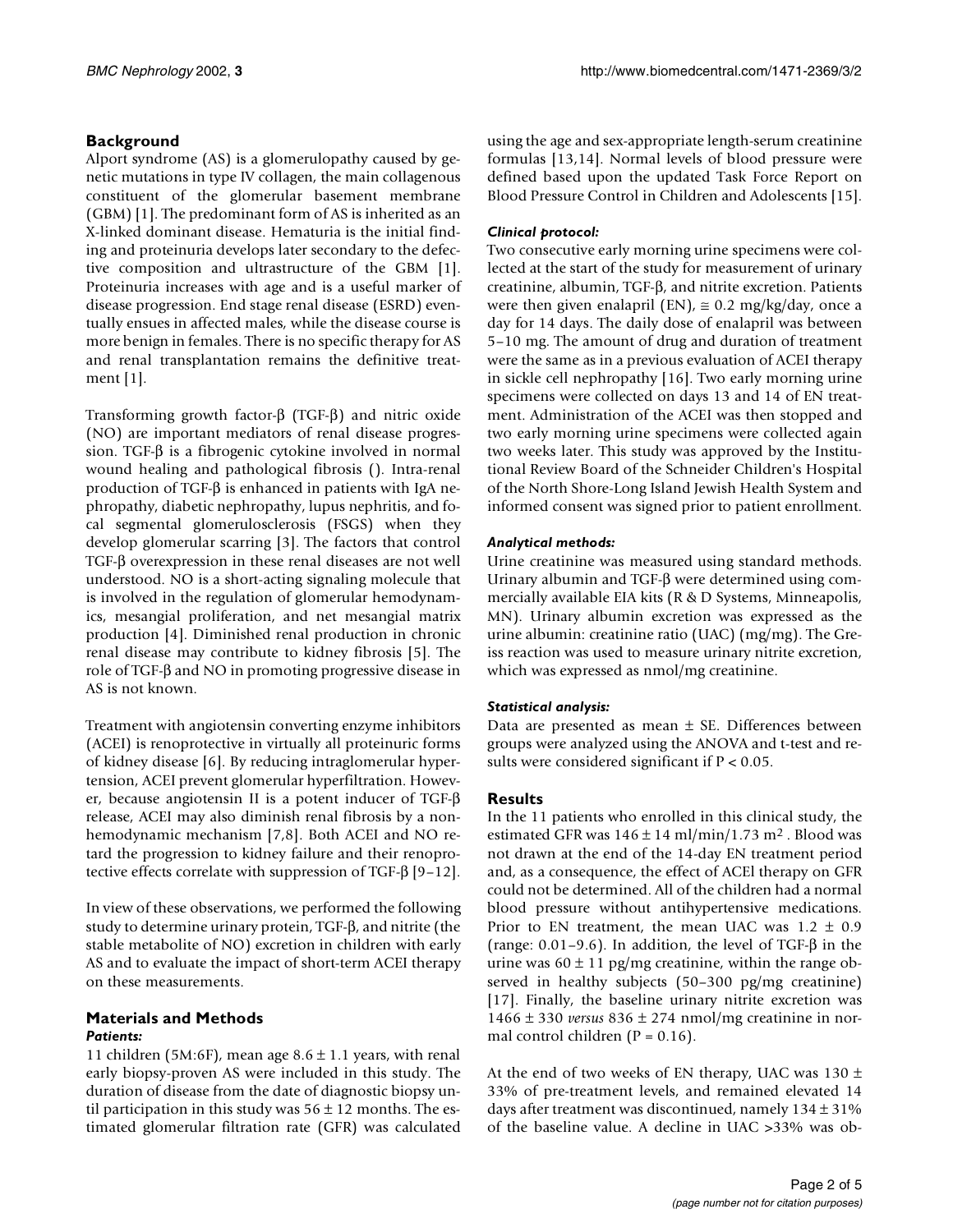## Background

Alport syndrome (AS) is a glomerulopathy caused by genetic mutations in type IV collagen, the main collagenous constituent of the glomerular basement membrane (GBM) [1]. The predominant form of AS is inherited as an X-linked dominant disease. Hematuria is the initial finding and proteinuria develops later secondary to the defective composition and ultrastructure of the GBM [1]. Proteinuria increases with age and is a useful marker of disease progression. End stage renal disease (ESRD) eventually ensues in affected males, while the disease course is more benign in females. There is no specific therapy for AS and renal transplantation remains the definitive treatment [1].

Transforming growth factor-β (TGF-β) and nitric oxide (NO) are important mediators of renal disease progression. TGF-β is a fibrogenic cytokine involved in normal wound healing and pathological fibrosis (). Intra-renal production of TGF-β is enhanced in patients with IgA nephropathy, diabetic nephropathy, lupus nephritis, and focal segmental glomerulosclerosis (FSGS) when they develop glomerular scarring [3]. The factors that control TGF-β overexpression in these renal diseases are not well understood. NO is a short-acting signaling molecule that is involved in the regulation of glomerular hemodynamics, mesangial proliferation, and net mesangial matrix production [4]. Diminished renal production in chronic renal disease may contribute to kidney fibrosis [5]. The role of TGF-β and NO in promoting progressive disease in AS is not known.

Treatment with angiotensin converting enzyme inhibitors (ACEI) is renoprotective in virtually all proteinuric forms of kidney disease [6]. By reducing intraglomerular hypertension, ACEI prevent glomerular hyperfiltration. However, because angiotensin II is a potent inducer of TGF-β release, ACEI may also diminish renal fibrosis by a non-hemodynamic mechanism [7,8]. Both ACEI and NO retard the progression to kidney failure and their renoprotective effects correlate with suppression of TGF-β [9–12].

In view of these observations, we performed the following study to determine urinary protein, TGF-β, and nitrite (the stable metabolite of NO) excretion in children with early AS and to evaluate the impact of short-term ACEI therapy on these measurements.

## Materials and Methods

### *Patients:*

11 children (5M:6F), mean age 8.6 ± 1.1 years, with renal early biopsy-proven AS were included in this study. The duration of disease from the date of diagnostic biopsy until participation in this study was 56 ± 12 months. The estimated glomerular filtration rate (GFR) was calculated using the age and sex-appropriate length-serum creatinine formulas [13,14]. Normal levels of blood pressure were defined based upon the updated Task Force Report on Blood Pressure Control in Children and Adolescents [15].

### *Clinical protocol:*

Two consecutive early morning urine specimens were collected at the start of the study for measurement of urinary creatinine, albumin, TGF-β, and nitrite excretion. Patients were then given enalapril (EN), ≅ 0.2 mg/kg/day, once a day for 14 days. The daily dose of enalapril was between 5–10 mg. The amount of drug and duration of treatment were the same as in a previous evaluation of ACEI therapy in sickle cell nephropathy [16]. Two early morning urine specimens were collected on days 13 and 14 of EN treatment. Administration of the ACEI was then stopped and two early morning urine specimens were collected again two weeks later. This study was approved by the Institutional Review Board of the Schneider Children's Hospital of the North Shore-Long Island Jewish Health System and informed consent was signed prior to patient enrollment.

### *Analytical methods:*

Urine creatinine was measured using standard methods. Urinary albumin and TGF-β were determined using commercially available EIA kits (R & D Systems, Minneapolis, MN). Urinary albumin excretion was expressed as the urine albumin: creatinine ratio (UAC) (mg/mg). The Greiss reaction was used to measure urinary nitrite excretion, which was expressed as nmol/mg creatinine.

### *Statistical analysis:*

Data are presented as mean ± SE. Differences between groups were analyzed using the ANOVA and t-test and results were considered significant if $P < 0.05$.

## Results

In the 11 patients who enrolled in this clinical study, the estimated GFR was 146 ± 14 ml/min/1.73 $m^2$ . Blood was not drawn at the end of the 14-day EN treatment period and, as a consequence, the effect of ACEI therapy on GFR could not be determined. All of the children had a normal blood pressure without antihypertensive medications. Prior to EN treatment, the mean UAC was 1.2 ± 0.9 (range: 0.01–9.6). In addition, the level of TGF-β in the urine was 60 ± 11 pg/mg creatinine, within the range observed in healthy subjects (50–300 pg/mg creatinine) [17]. Finally, the baseline urinary nitrite excretion was 1466 ± 330 *versus* 836 ± 274 nmol/mg creatinine in normal control children ($P = 0.16$).

At the end of two weeks of EN therapy, UAC was 130 ± 33% of pre-treatment levels, and remained elevated 14 days after treatment was discontinued, namely 134 ± 31% of the baseline value. A decline in UAC >33% was ob-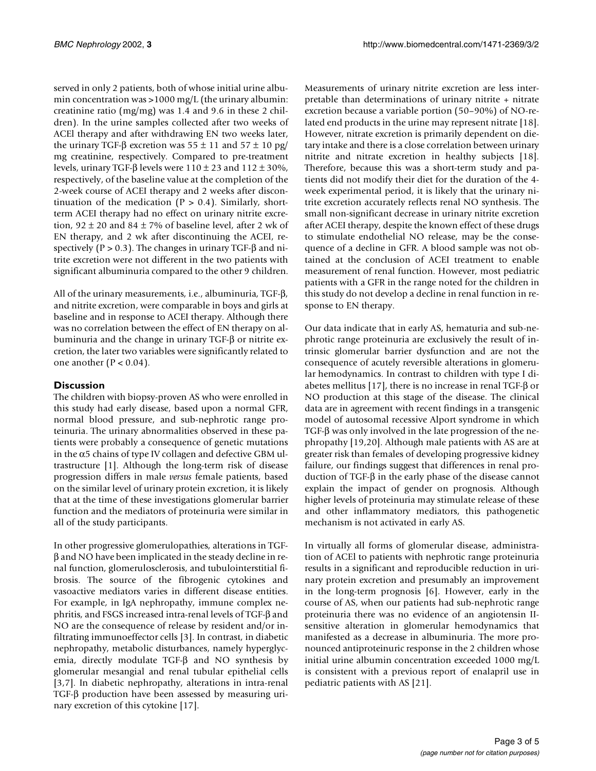served in only 2 patients, both of whose initial urine albumin concentration was >1000 mg/L (the urinary albumin: creatinine ratio (mg/mg) was 1.4 and 9.6 in these 2 children). In the urine samples collected after two weeks of ACEI therapy and after withdrawing EN two weeks later, the urinary TGF-β excretion was 55 ± 11 and 57 ± 10 pg/mg creatinine, respectively. Compared to pre-treatment levels, urinary TGF-β levels were 110 ± 23 and 112 ± 30%, respectively, of the baseline value at the completion of the 2-week course of ACEI therapy and 2 weeks after discontinuation of the medication ($P > 0.4$). Similarly, short-term ACEI therapy had no effect on urinary nitrite excretion, 92 ± 20 and 84 ± 7% of baseline level, after 2 wk of EN therapy, and 2 wk after discontinuing the ACEI, respectively ($P > 0.3$). The changes in urinary TGF-β and nitrite excretion were not different in the two patients with significant albuminuria compared to the other 9 children.

All of the urinary measurements, i.e., albuminuria, TGF-β, and nitrite excretion, were comparable in boys and girls at baseline and in response to ACEI therapy. Although there was no correlation between the effect of EN therapy on albuminuria and the change in urinary TGF-β or nitrite excretion, the later two variables were significantly related to one another ($P < 0.04$).

## Discussion

The children with biopsy-proven AS who were enrolled in this study had early disease, based upon a normal GFR, normal blood pressure, and sub-nephrotic range proteinuria. The urinary abnormalities observed in these patients were probably a consequence of genetic mutations in the α5 chains of type IV collagen and defective GBM ultrastructure [1]. Although the long-term risk of disease progression differs in male *versus* female patients, based on the similar level of urinary protein excretion, it is likely that at the time of these investigations glomerular barrier function and the mediators of proteinuria were similar in all of the study participants.

In other progressive glomerulopathies, alterations in TGF-β and NO have been implicated in the steady decline in renal function, glomerulosclerosis, and tubulointerstitial fibrosis. The source of the fibrogenic cytokines and vasoactive mediators varies in different disease entities. For example, in IgA nephropathy, immune complex nephritis, and FSGS increased intra-renal levels of TGF-β and NO are the consequence of release by resident and/or infiltrating immunoeffector cells [3]. In contrast, in diabetic nephropathy, metabolic disturbances, namely hyperglycemia, directly modulate TGF-β and NO synthesis by glomerular mesangial and renal tubular epithelial cells [3,7]. In diabetic nephropathy, alterations in intra-renal TGF-β production have been assessed by measuring urinary excretion of this cytokine [17].

Measurements of urinary nitrite excretion are less interpretable than determinations of urinary nitrite + nitrate excretion because a variable portion (50–90%) of NO-related end products in the urine may represent nitrate [18]. However, nitrate excretion is primarily dependent on dietary intake and there is a close correlation between urinary nitrite and nitrate excretion in healthy subjects [18]. Therefore, because this was a short-term study and patients did not modify their diet for the duration of the 4-week experimental period, it is likely that the urinary nitrite excretion accurately reflects renal NO synthesis. The small non-significant decrease in urinary nitrite excretion after ACEI therapy, despite the known effect of these drugs to stimulate endothelial NO release, may be the consequence of a decline in GFR. A blood sample was not obtained at the conclusion of ACEI treatment to enable measurement of renal function. However, most pediatric patients with a GFR in the range noted for the children in this study do not develop a decline in renal function in response to EN therapy.

Our data indicate that in early AS, hematuria and sub-nephrotic range proteinuria are exclusively the result of intrinsic glomerular barrier dysfunction and are not the consequence of acutely reversible alterations in glomerular hemodynamics. In contrast to children with type I diabetes mellitus [17], there is no increase in renal TGF-β or NO production at this stage of the disease. The clinical data are in agreement with recent findings in a transgenic model of autosomal recessive Alport syndrome in which TGF-β was only involved in the late progression of the nephropathy [19,20]. Although male patients with AS are at greater risk than females of developing progressive kidney failure, our findings suggest that differences in renal production of TGF-β in the early phase of the disease cannot explain the impact of gender on prognosis. Although higher levels of proteinuria may stimulate release of these and other inflammatory mediators, this pathogenetic mechanism is not activated in early AS.

In virtually all forms of glomerular disease, administration of ACEI to patients with nephrotic range proteinuria results in a significant and reproducible reduction in urinary protein excretion and presumably an improvement in the long-term prognosis [6]. However, early in the course of AS, when our patients had sub-nephrotic range proteinuria there was no evidence of an angiotensin II-sensitive alteration in glomerular hemodynamics that manifested as a decrease in albuminuria. The more pronounced antiproteinuric response in the 2 children whose initial urine albumin concentration exceeded 1000 mg/L is consistent with a previous report of enalapril use in pediatric patients with AS [21].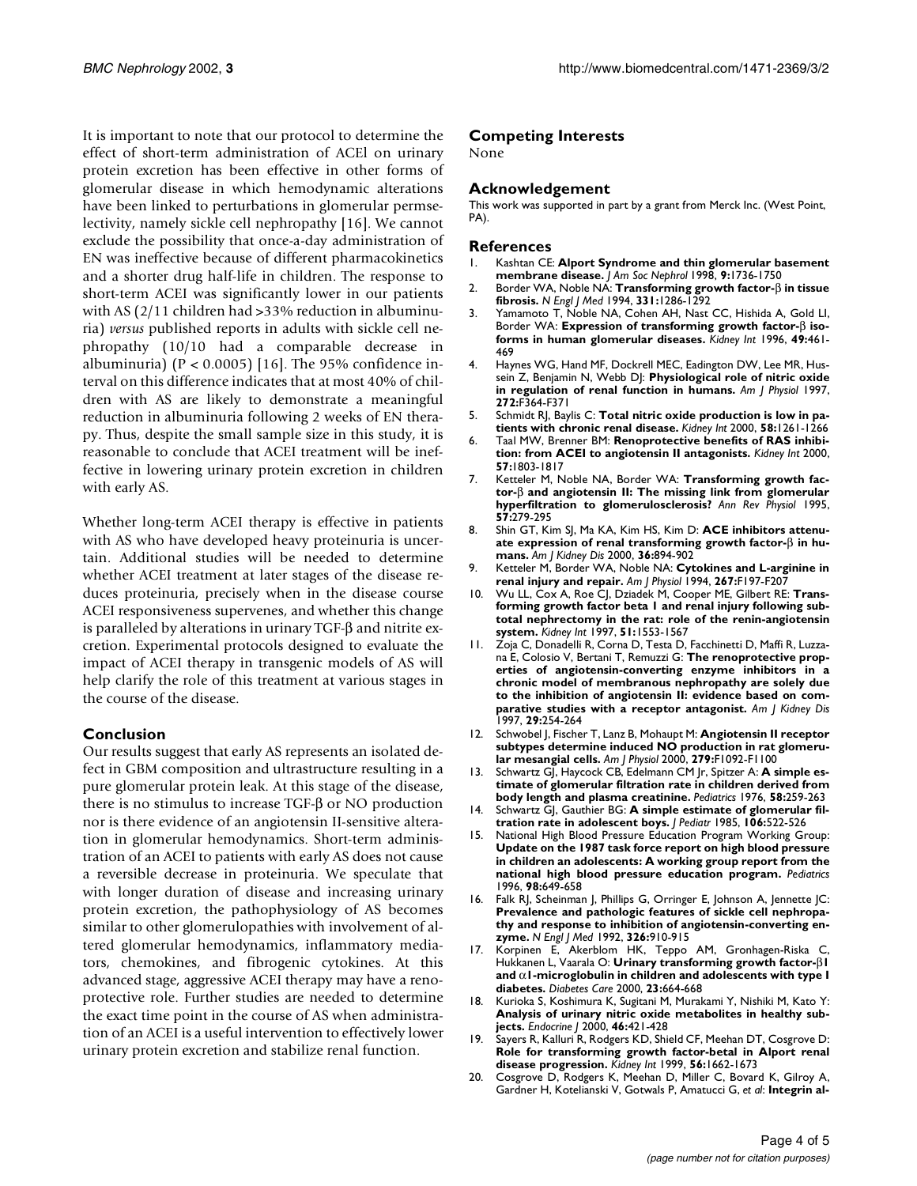It is important to note that our protocol to determine the effect of short-term administration of ACEI on urinary protein excretion has been effective in other forms of glomerular disease in which hemodynamic alterations have been linked to perturbations in glomerular permselectivity, namely sickle cell nephropathy [16]. We cannot exclude the possibility that once-a-day administration of EN was ineffective because of different pharmacokinetics and a shorter drug half-life in children. The response to short-term ACEI was significantly lower in our patients with AS (2/11 children had >33% reduction in albuminuria) *versus* published reports in adults with sickle cell nephropathy (10/10 had a comparable decrease in albuminuria) ($P < 0.0005$) [16]. The 95% confidence interval on this difference indicates that at most 40% of children with AS are likely to demonstrate a meaningful reduction in albuminuria following 2 weeks of EN therapy. Thus, despite the small sample size in this study, it is reasonable to conclude that ACEI treatment will be ineffective in lowering urinary protein excretion in children with early AS.

Whether long-term ACEI therapy is effective in patients with AS who have developed heavy proteinuria is uncertain. Additional studies will be needed to determine whether ACEI treatment at later stages of the disease reduces proteinuria, precisely when in the disease course ACEI responsiveness supervenes, and whether this change is paralleled by alterations in urinary TGF-β and nitrite excretion. Experimental protocols designed to evaluate the impact of ACEI therapy in transgenic models of AS will help clarify the role of this treatment at various stages in the course of the disease.

## Conclusion

Our results suggest that early AS represents an isolated defect in GBM composition and ultrastructure resulting in a pure glomerular protein leak. At this stage of the disease, there is no stimulus to increase TGF-β or NO production nor is there evidence of an angiotensin II-sensitive alteration in glomerular hemodynamics. Short-term administration of an ACEI to patients with early AS does not cause a reversible decrease in proteinuria. We speculate that with longer duration of disease and increasing urinary protein excretion, the pathophysiology of AS becomes similar to other glomerulopathies with involvement of altered glomerular hemodynamics, inflammatory mediators, chemokines, and fibrogenic cytokines. At this advanced stage, aggressive ACEI therapy may have a renoprotective role. Further studies are needed to determine the exact time point in the course of AS when administration of an ACEI is a useful intervention to effectively lower urinary protein excretion and stabilize renal function.

## Competing Interests

None

## Acknowledgement

This work was supported in part by a grant from Merck Inc. (West Point, PA).

## References

1. Kashtan CE: **Alport Syndrome and thin glomerular basement membrane disease.** *J Am Soc Nephrol* 1998, **9:**1736-1750
2. Border WA, Noble NA: **Transforming growth factor-β in tissue fibrosis.** *N Engl J Med* 1994, **331:**1286-1292
3. Yamamoto T, Noble NA, Cohen AH, Nast CC, Hishida A, Gold LI, Border WA: **Expression of transforming growth factor-β isoforms in human glomerular diseases.** *Kidney Int* 1996, **49:**461-469
4. Haynes WG, Hand MF, Dockrell MEC, Eadington DW, Lee MR, Hussein Z, Benjamin N, Webb DJ: **Physiological role of nitric oxide in regulation of renal function in humans.** *Am J Physiol* 1997, **272:**F364-F371
5. Schmidt RJ, Baylis C: **Total nitric oxide production is low in patients with chronic renal disease.** *Kidney Int* 2000, **58:**1261-1266
6. Taal MW, Brenner BM: **Renoprotective benefits of RAS inhibition: from ACEI to angiotensin II antagonists.** *Kidney Int* 2000, **57:**1803-1817
7. Ketteler M, Noble NA, Border WA: **Transforming growth factor-β and angiotensin II: The missing link from glomerular hyperfiltration to glomerulosclerosis?** *Ann Rev Physiol* 1995, **57:**279-295
8. Shin GT, Kim SJ, Ma KA, Kim HS, Kim D: **ACE inhibitors attenuate expression of renal transforming growth factor-β in humans.** *Am J Kidney Dis* 2000, **36:**894-902
9. Ketteler M, Border WA, Noble NA: **Cytokines and L-arginine in renal injury and repair.** *Am J Physiol* 1994, **267:**F197-F207
10. Wu LL, Cox A, Roe CJ, Dziadek M, Cooper ME, Gilbert RE: **Transforming growth factor beta 1 and renal injury following subtotal nephrectomy in the rat: role of the renin-angiotensin system.** *Kidney Int* 1997, **51:**1553-1567
11. Zoja C, Donadelli R, Corna D, Testa D, Facchinetti D, Maffi R, Luzzana E, Colosio V, Bertani T, Remuzzi G: **The renoprotective properties of angiotensin-converting enzyme inhibitors in a chronic model of membranous nephropathy are solely due to the inhibition of angiotensin II: evidence based on comparative studies with a receptor antagonist.** *Am J Kidney Dis* 1997, **29:**254-264
12. Schwobel J, Fischer T, Lanz B, Mohaupt M: **Angiotensin II receptor subtypes determine induced NO production in rat glomerular mesangial cells.** *Am J Physiol* 2000, **279:**F1092-F1100
13. Schwartz GJ, Haycock CB, Edelmann CM Jr, Spitzer A: **A simple estimate of glomerular filtration rate in children derived from body length and plasma creatinine.** *Pediatrics* 1976, **58:**259-263
14. Schwartz GJ, Gauthier BG: **A simple estimate of glomerular filtration rate in adolescent boys.** *J Pediatr* 1985, **106:**522-526
15. National High Blood Pressure Education Program Working Group: **Update on the 1987 task force report on high blood pressure in children an adolescents: A working group report from the national high blood pressure education program.** *Pediatrics* 1996, **98:**649-658
16. Falk RJ, Scheinman J, Phillips G, Orringer E, Johnson A, Jennette JC: **Prevalence and pathologic features of sickle cell nephropathy and response to inhibition of angiotensin-converting enzyme.** *N Engl J Med* 1992, **326:**910-915
17. Korpinen E, Akerblom HK, Teppo AM, Gronhagen-Riska C, Hukkanen L, Vaarala O: **Urinary transforming growth factor-β1 and α1-microglobulin in children and adolescents with type I diabetes.** *Diabetes Care* 2000, **23:**664-668
18. Kurioka S, Koshimura K, Sugitani M, Murakami Y, Nishiki M, Kato Y: **Analysis of urinary nitric oxide metabolites in healthy subjects.** *Endocrine J* 2000, **46:**421-428
19. Sayers R, Kalluri R, Rodgers KD, Shield CF, Meehan DT, Cosgrove D: **Role for transforming growth factor-beta1 in Alport renal disease progression.** *Kidney Int* 1999, **56:**1662-1673
20. Cosgrove D, Rodgers K, Meehan D, Miller C, Bovard K, Gilroy A, Gardner H, Kotelianski V, Gotwals P, Amatucci G, *et al*: **Integrin al-**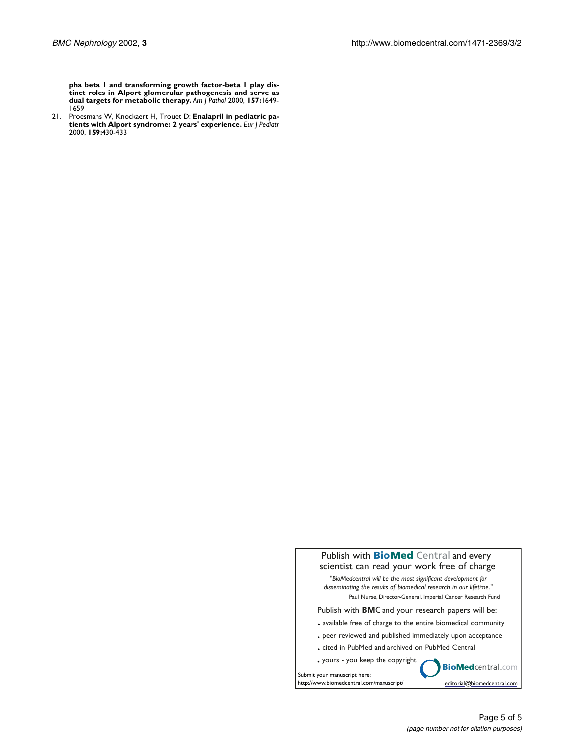pha beta 1 and transforming growth factor-beta 1 play distinct roles in Alport glomerular pathogenesis and serve as dual targets for metabolic therapy.** *Am J Pathol* 2000, **157:**1649-1659

21. Proesmans W, Knockaert H, Trouet D: **Enalapril in pediatric patients with Alport syndrome: 2 years' experience.** *Eur J Pediatr* 2000, **159:**430-433

Publish with **BioMed** Central and every scientist can read your work free of charge

*"BioMedcentral will be the most significant development for disseminating the results of biomedical research in our lifetime."*

Paul Nurse, Director-General, Imperial Cancer Research Fund

Publish with **BMC** and your research papers will be:

- available free of charge to the entire biomedical community
- peer reviewed and published immediately upon acceptance
- cited in PubMed and archived on PubMed Central
- yours - you keep the copyright

Submit your manuscript here:
http://www.biomedcentral.com/manuscript/

**BioMed**central.com

editorial@biomedcentral.com